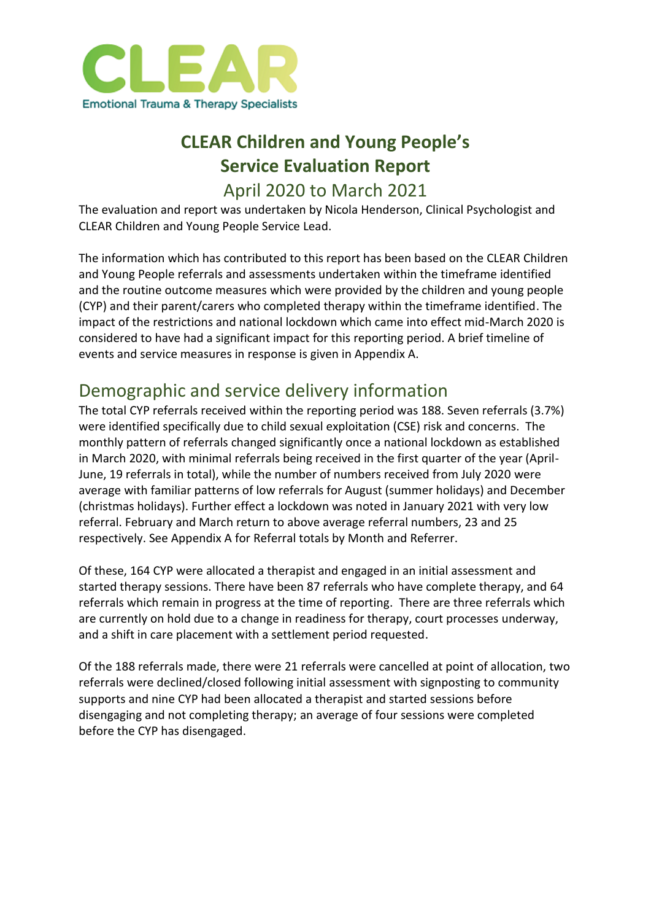CLEAR

Emotional Trauma & Therapy Specialists

# CLEAR Children and Young People's Service Evaluation Report

## April 2020 to March 2021

The evaluation and report was undertaken by Nicola Henderson, Clinical Psychologist and CLEAR Children and Young People Service Lead.

The information which has contributed to this report has been based on the CLEAR Children and Young People referrals and assessments undertaken within the timeframe identified and the routine outcome measures which were provided by the children and young people (CYP) and their parent/carers who completed therapy within the timeframe identified. The impact of the restrictions and national lockdown which came into effect mid-March 2020 is considered to have had a significant impact for this reporting period. A brief timeline of events and service measures in response is given in Appendix A.

## Demographic and service delivery information

The total CYP referrals received within the reporting period was 188. Seven referrals (3.7%) were identified specifically due to child sexual exploitation (CSE) risk and concerns. The monthly pattern of referrals changed significantly once a national lockdown as established in March 2020, with minimal referrals being received in the first quarter of the year (April-June, 19 referrals in total), while the number of numbers received from July 2020 were average with familiar patterns of low referrals for August (summer holidays) and December (christmas holidays). Further effect a lockdown was noted in January 2021 with very low referral. February and March return to above average referral numbers, 23 and 25 respectively. See Appendix A for Referral totals by Month and Referrer.

Of these, 164 CYP were allocated a therapist and engaged in an initial assessment and started therapy sessions. There have been 87 referrals who have complete therapy, and 64 referrals which remain in progress at the time of reporting. There are three referrals which are currently on hold due to a change in readiness for therapy, court processes underway, and a shift in care placement with a settlement period requested.

Of the 188 referrals made, there were 21 referrals were cancelled at point of allocation, two referrals were declined/closed following initial assessment with signposting to community supports and nine CYP had been allocated a therapist and started sessions before disengaging and not completing therapy; an average of four sessions were completed before the CYP has disengaged.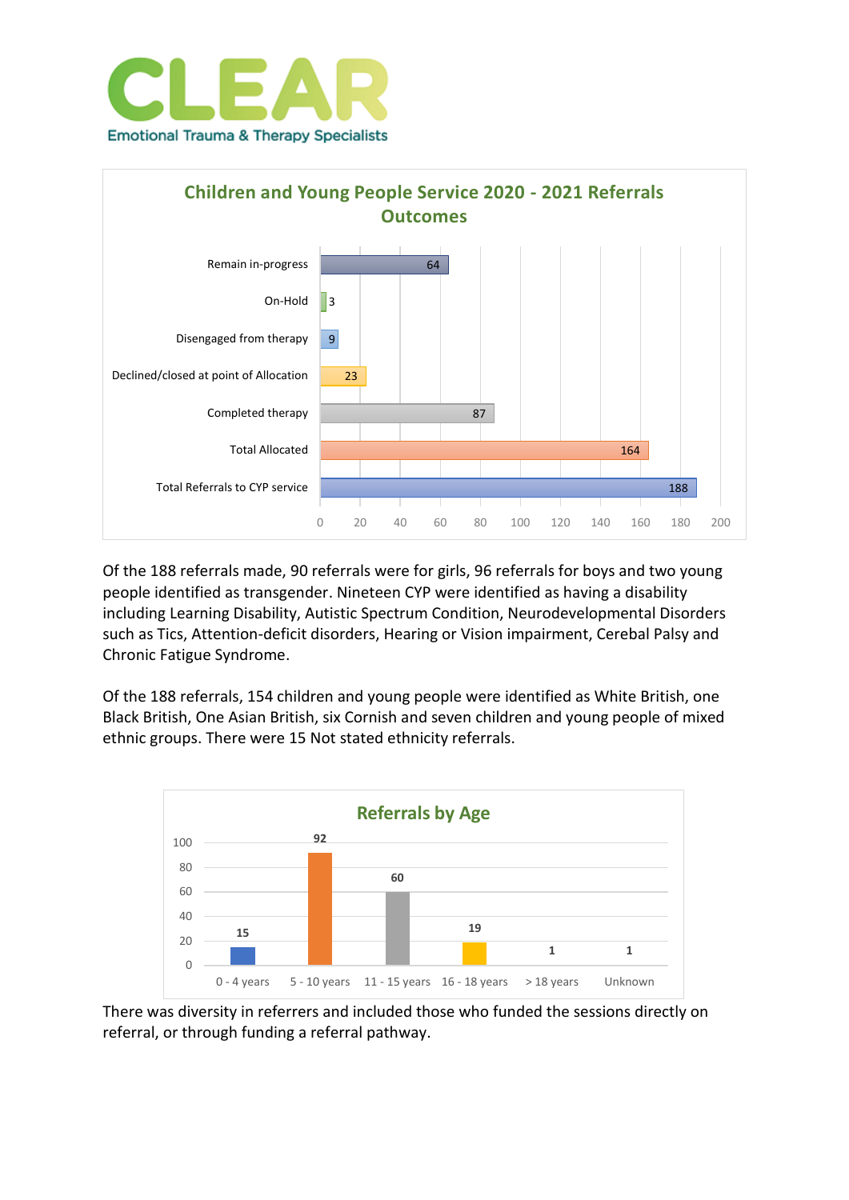CLEAR
Emotional Trauma & Therapy Specialists

**Children and Young People Service 2020 - 2021 Referrals Outcomes**

| Outcome | Number |
|---|---|
| Remain in-progress | 64 |
| On-Hold | 3 |
| Disengaged from therapy | 9 |
| Declined/closed at point of Allocation | 23 |
| Completed therapy | 87 |
| Total Allocated | 164 |
| Total Referrals to CYP service | 188 |

Of the 188 referrals made, 90 referrals were for girls, 96 referrals for boys and two young people identified as transgender. Nineteen CYP were identified as having a disability including Learning Disability, Autistic Spectrum Condition, Neurodevelopmental Disorders such as Tics, Attention-deficit disorders, Hearing or Vision impairment, Cerebal Palsy and Chronic Fatigue Syndrome.

Of the 188 referrals, 154 children and young people were identified as White British, one Black British, One Asian British, six Cornish and seven children and young people of mixed ethnic groups. There were 15 Not stated ethnicity referrals.

**Referrals by Age**

| Age | Referrals |
|---|---|
| 0 - 4 years | 15 |
| 5 - 10 years | 92 |
| 11 - 15 years | 60 |
| 16 - 18 years | 19 |
| > 18 years | 1 |
| Unknown | 1 |

There was diversity in referrers and included those who funded the sessions directly on referral, or through funding a referral pathway.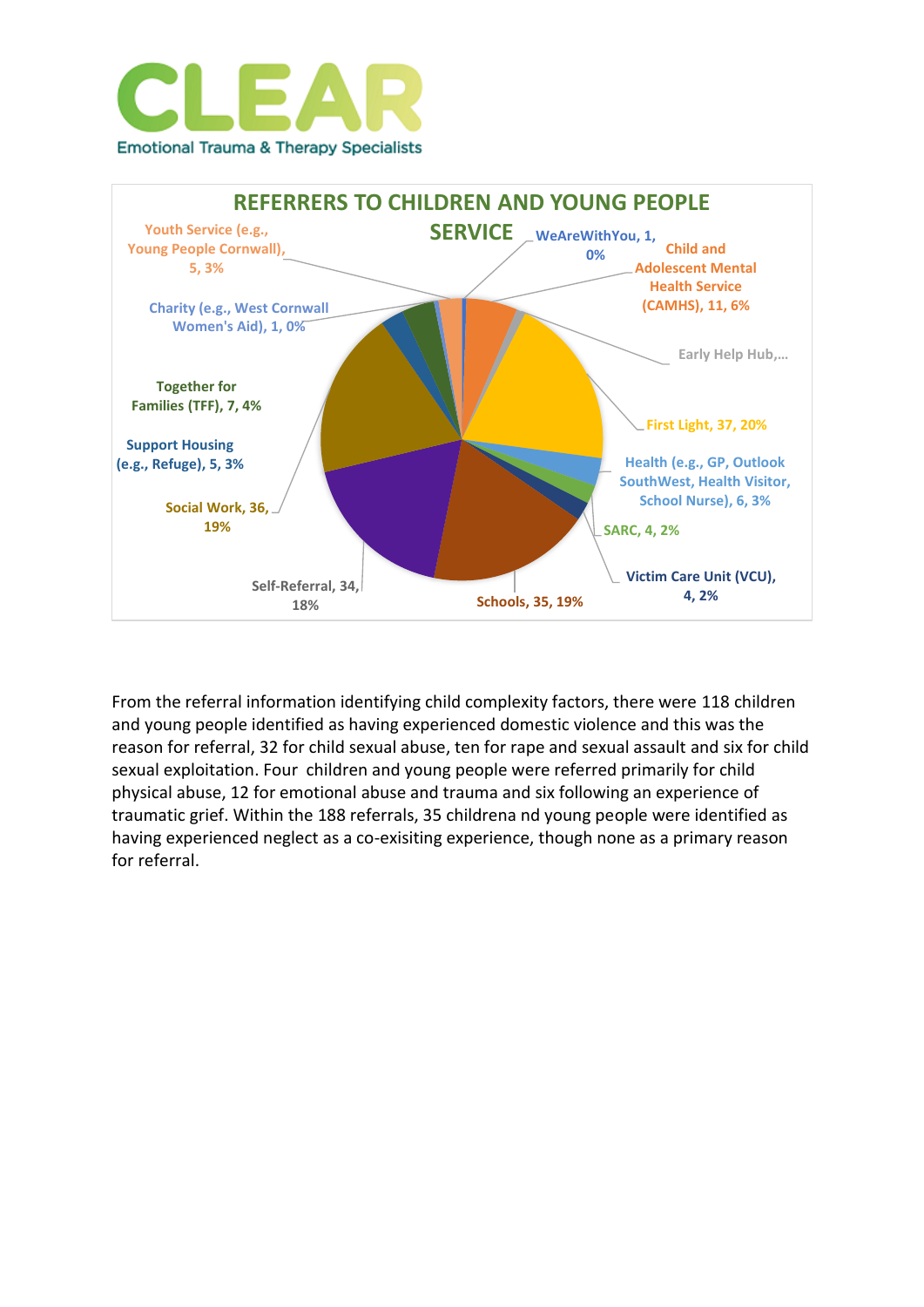## REFERRERS TO CHILDREN AND YOUNG PEOPLE SERVICE

- WeAreWithYou, 1, 0%
- Child and Adolescent Mental Health Service (CAMHS), 11, 6%
- Early Help Hub,...
- First Light, 37, 20%
- Health (e.g., GP, Outlook SouthWest, Health Visitor, School Nurse), 6, 3%
- SARC, 4, 2%
- Victim Care Unit (VCU), 4, 2%
- Schools, 35, 19%
- Self-Referral, 34, 18%
- Social Work, 36, 19%
- Support Housing (e.g., Refuge), 5, 3%
- Together for Families (TFF), 7, 4%
- Charity (e.g., West Cornwall Women's Aid), 1, 0%
- Youth Service (e.g., Young People Cornwall), 5, 3%

From the referral information identifying child complexity factors, there were 118 children and young people identified as having experienced domestic violence and this was the reason for referral, 32 for child sexual abuse, ten for rape and sexual assault and six for child sexual exploitation. Four children and young people were referred primarily for child physical abuse, 12 for emotional abuse and trauma and six following an experience of traumatic grief. Within the 188 referrals, 35 childrena nd young people were identified as having experienced neglect as a co-exisiting experience, though none as a primary reason for referral.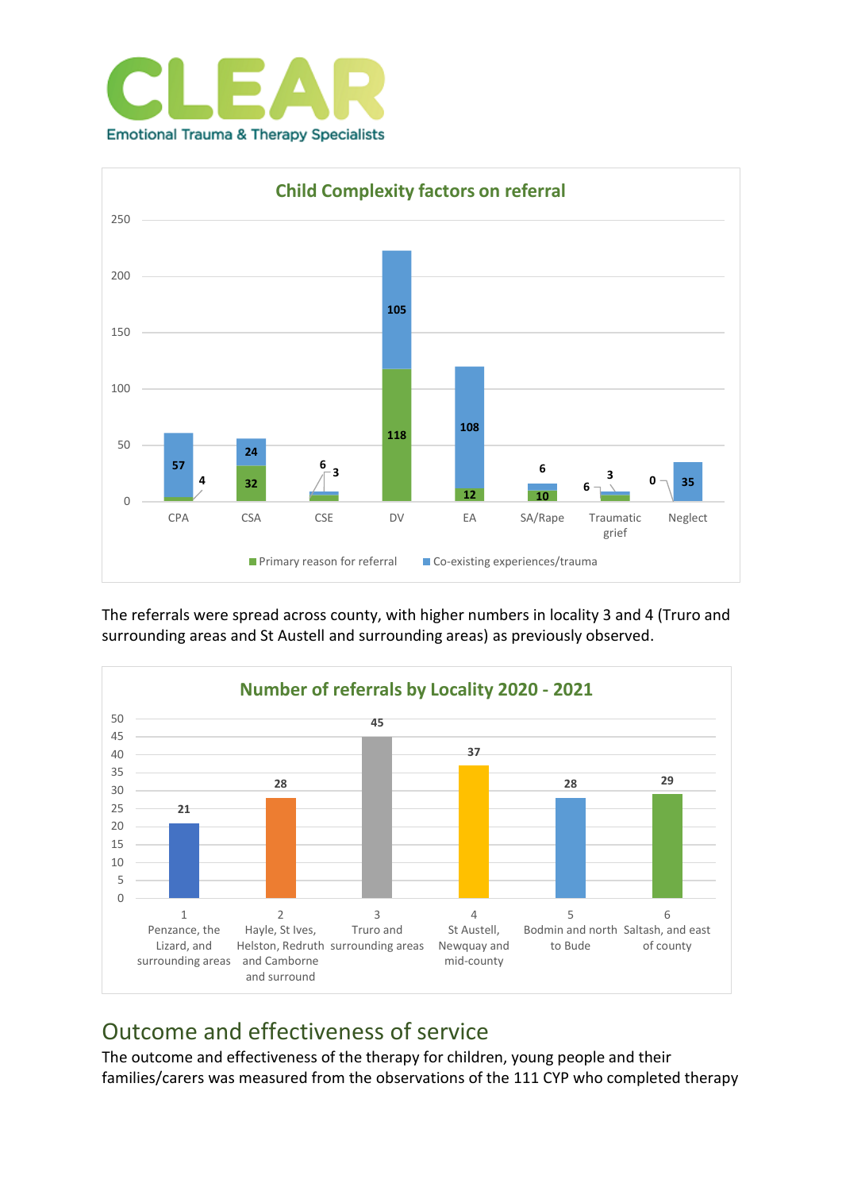**CLEAR**
Emotional Trauma & Therapy Specialists

**Child Complexity factors on referral**

| Factor | Primary reason for referral | Co-existing experiences/trauma |
|---|---|---|
| CPA | 4 | 57 |
| CSA | 32 | 24 |
| CSE | 3 | 6 |
| DV | 118 | 105 |
| EA | 12 | 108 |
| SA/Rape | 10 | 6 |
| Traumatic grief | 6 | 3 |
| Neglect | 0 | 35 |

The referrals were spread across county, with higher numbers in locality 3 and 4 (Truro and surrounding areas and St Austell and surrounding areas) as previously observed.

**Number of referrals by Locality 2020 - 2021**

| Locality | Number of referrals |
|---|---|
| 1 Penzance, the Lizard, and surrounding areas | 21 |
| 2 Hayle, St Ives, Helston, Redruth and Camborne and surround | 28 |
| 3 Truro and surrounding areas | 45 |
| 4 St Austell, Newquay and mid-county | 37 |
| 5 Bodmin and north to Bude | 28 |
| 6 Saltash, and east of county | 29 |

## Outcome and effectiveness of service

The outcome and effectiveness of the therapy for children, young people and their families/carers was measured from the observations of the 111 CYP who completed therapy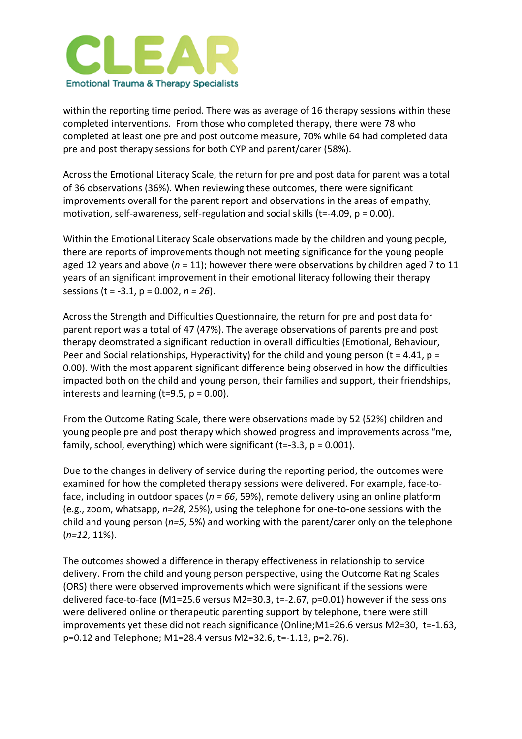within the reporting time period. There was as average of 16 therapy sessions within these completed interventions. From those who completed therapy, there were 78 who completed at least one pre and post outcome measure, 70% while 64 had completed data pre and post therapy sessions for both CYP and parent/carer (58%).

Across the Emotional Literacy Scale, the return for pre and post data for parent was a total of 36 observations (36%). When reviewing these outcomes, there were significant improvements overall for the parent report and observations in the areas of empathy, motivation, self-awareness, self-regulation and social skills ($t=-4.09$, $p = 0.00$).

Within the Emotional Literacy Scale observations made by the children and young people, there are reports of improvements though not meeting significance for the young people aged 12 years and above ($n = 11$); however there were observations by children aged 7 to 11 years of an significant improvement in their emotional literacy following their therapy sessions ($t = -3.1$, $p = 0.002$, $n = 26$).

Across the Strength and Difficulties Questionnaire, the return for pre and post data for parent report was a total of 47 (47%). The average observations of parents pre and post therapy deomstrated a significant reduction in overall difficulties (Emotional, Behaviour, Peer and Social relationships, Hyperactivity) for the child and young person ($t = 4.41$, $p = 0.00$). With the most apparent significant difference being observed in how the difficulties impacted both on the child and young person, their families and support, their friendships, interests and learning ($t=9.5$, $p = 0.00$).

From the Outcome Rating Scale, there were observations made by 52 (52%) children and young people pre and post therapy which showed progress and improvements across "me, family, school, everything) which were significant ($t=-3.3$, $p = 0.001$).

Due to the changes in delivery of service during the reporting period, the outcomes were examined for how the completed therapy sessions were delivered. For example, face-to-face, including in outdoor spaces ($n = 66$, 59%), remote delivery using an online platform (e.g., zoom, whatsapp, $n=28$, 25%), using the telephone for one-to-one sessions with the child and young person ($n=5$, 5%) and working with the parent/carer only on the telephone ($n=12$, 11%).

The outcomes showed a difference in therapy effectiveness in relationship to service delivery. From the child and young person perspective, using the Outcome Rating Scales (ORS) there were observed improvements which were significant if the sessions were delivered face-to-face ($M1=25.6$ versus $M2=30.3$, $t=-2.67$, $p=0.01$) however if the sessions were delivered online or therapeutic parenting support by telephone, there were still improvements yet these did not reach significance (Online; $M1=26.6$ versus $M2=30$, $t=-1.63$, $p=0.12$ and Telephone; $M1=28.4$ versus $M2=32.6$, $t=-1.13$, $p=2.76$).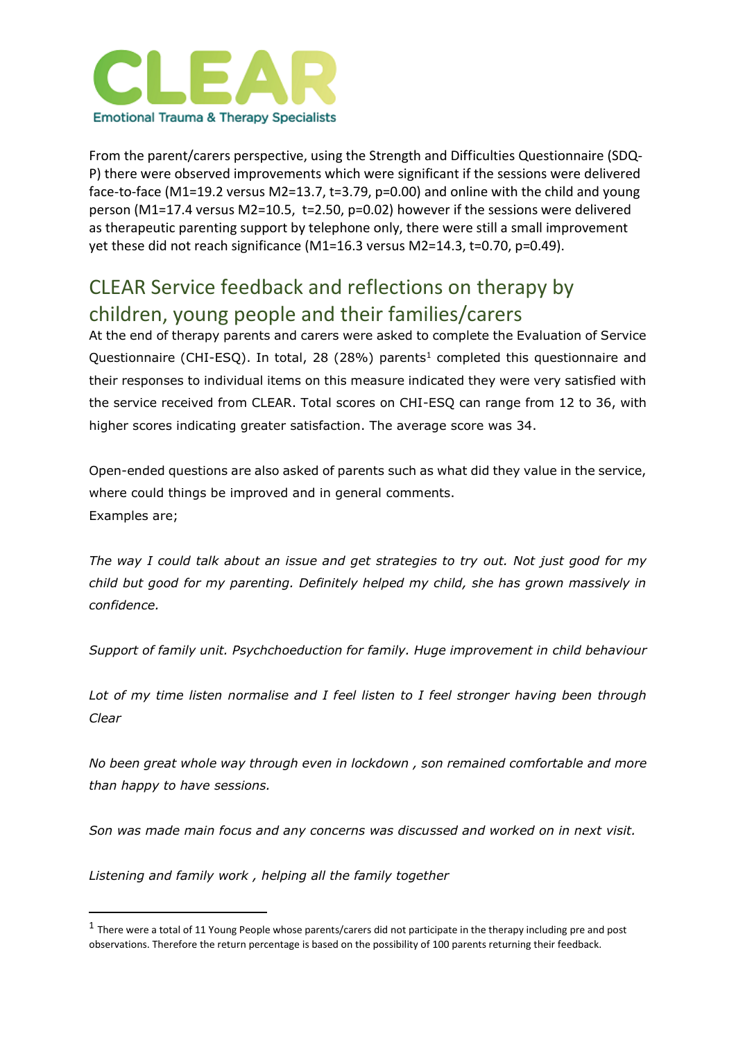From the parent/carers perspective, using the Strength and Difficulties Questionnaire (SDQ-P) there were observed improvements which were significant if the sessions were delivered face-to-face ($M1=19.2$ versus $M2=13.7$, $t=3.79$, $p=0.00$) and online with the child and young person ($M1=17.4$ versus $M2=10.5$, $t=2.50$, $p=0.02$) however if the sessions were delivered as therapeutic parenting support by telephone only, there were still a small improvement yet these did not reach significance ($M1=16.3$ versus $M2=14.3$, $t=0.70$, $p=0.49$).

## CLEAR Service feedback and reflections on therapy by children, young people and their families/carers

At the end of therapy parents and carers were asked to complete the Evaluation of Service Questionnaire (CHI-ESQ). In total, 28 (28%) parents[1] completed this questionnaire and their responses to individual items on this measure indicated they were very satisfied with the service received from CLEAR. Total scores on CHI-ESQ can range from 12 to 36, with higher scores indicating greater satisfaction. The average score was 34.

Open-ended questions are also asked of parents such as what did they value in the service, where could things be improved and in general comments.
Examples are;

*The way I could talk about an issue and get strategies to try out. Not just good for my child but good for my parenting. Definitely helped my child, she has grown massively in confidence.*

*Support of family unit. Psychchoeduction for family. Huge improvement in child behaviour*

*Lot of my time listen normalise and I feel listen to I feel stronger having been through Clear*

*No been great whole way through even in lockdown , son remained comfortable and more than happy to have sessions.*

*Son was made main focus and any concerns was discussed and worked on in next visit.*

*Listening and family work , helping all the family together*

---

[1] There were a total of 11 Young People whose parents/carers did not participate in the therapy including pre and post observations. Therefore the return percentage is based on the possibility of 100 parents returning their feedback.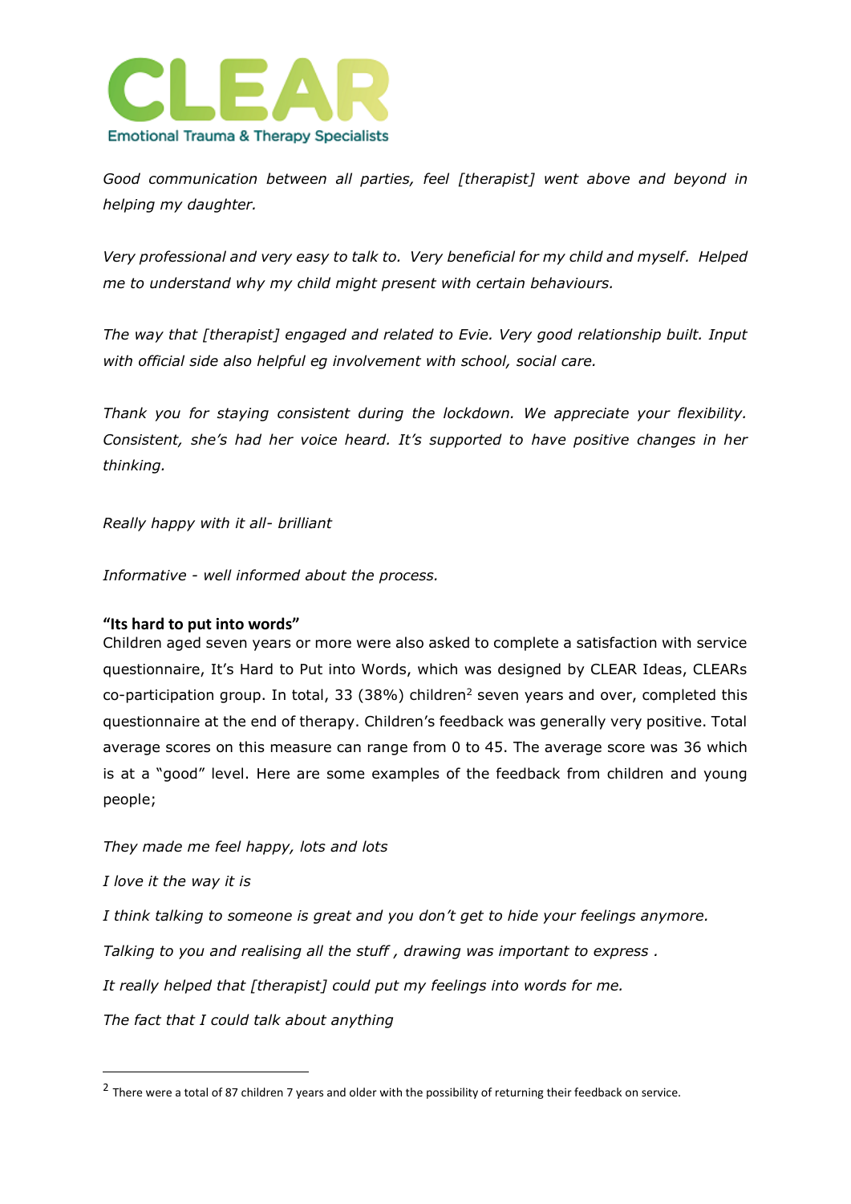*Good communication between all parties, feel [therapist] went above and beyond in helping my daughter.*

*Very professional and very easy to talk to. Very beneficial for my child and myself. Helped me to understand why my child might present with certain behaviours.*

*The way that [therapist] engaged and related to Evie. Very good relationship built. Input with official side also helpful eg involvement with school, social care.*

*Thank you for staying consistent during the lockdown. We appreciate your flexibility. Consistent, she's had her voice heard. It's supported to have positive changes in her thinking.*

*Really happy with it all- brilliant*

*Informative - well informed about the process.*

**"Its hard to put into words"**

Children aged seven years or more were also asked to complete a satisfaction with service questionnaire, It's Hard to Put into Words, which was designed by CLEAR Ideas, CLEARs co-participation group. In total, 33 (38%) children[2] seven years and over, completed this questionnaire at the end of therapy. Children's feedback was generally very positive. Total average scores on this measure can range from 0 to 45. The average score was 36 which is at a "good" level. Here are some examples of the feedback from children and young people;

*They made me feel happy, lots and lots*

*I love it the way it is*

*I think talking to someone is great and you don't get to hide your feelings anymore.*

*Talking to you and realising all the stuff , drawing was important to express .*

*It really helped that [therapist] could put my feelings into words for me.*

*The fact that I could talk about anything*

---

[2] There were a total of 87 children 7 years and older with the possibility of returning their feedback on service.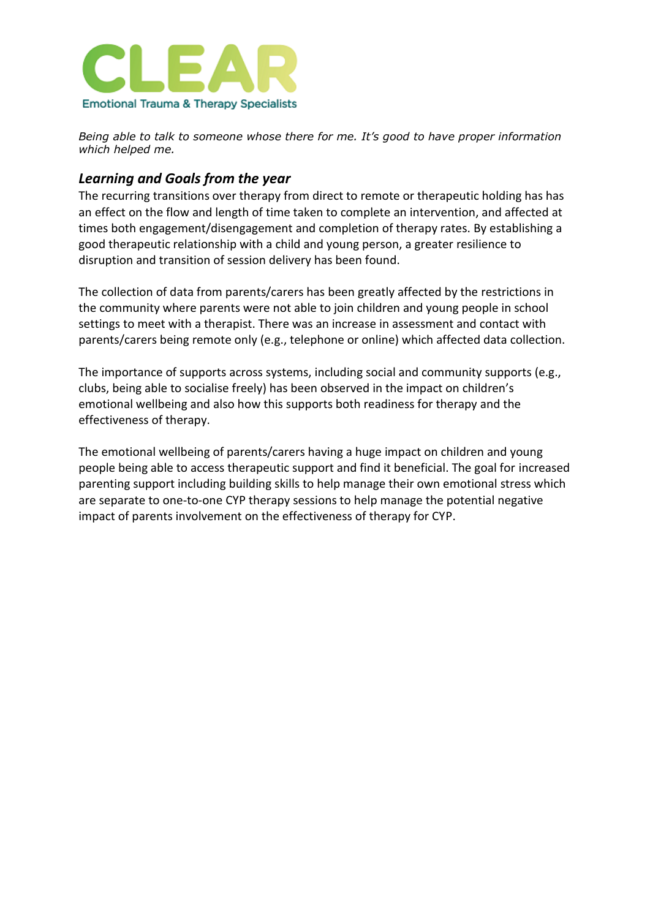*Being able to talk to someone whose there for me. It's good to have proper information which helped me.*

### *Learning and Goals from the year*

The recurring transitions over therapy from direct to remote or therapeutic holding has has an effect on the flow and length of time taken to complete an intervention, and affected at times both engagement/disengagement and completion of therapy rates. By establishing a good therapeutic relationship with a child and young person, a greater resilience to disruption and transition of session delivery has been found.

The collection of data from parents/carers has been greatly affected by the restrictions in the community where parents were not able to join children and young people in school settings to meet with a therapist. There was an increase in assessment and contact with parents/carers being remote only (e.g., telephone or online) which affected data collection.

The importance of supports across systems, including social and community supports (e.g., clubs, being able to socialise freely) has been observed in the impact on children's emotional wellbeing and also how this supports both readiness for therapy and the effectiveness of therapy.

The emotional wellbeing of parents/carers having a huge impact on children and young people being able to access therapeutic support and find it beneficial. The goal for increased parenting support including building skills to help manage their own emotional stress which are separate to one-to-one CYP therapy sessions to help manage the potential negative impact of parents involvement on the effectiveness of therapy for CYP.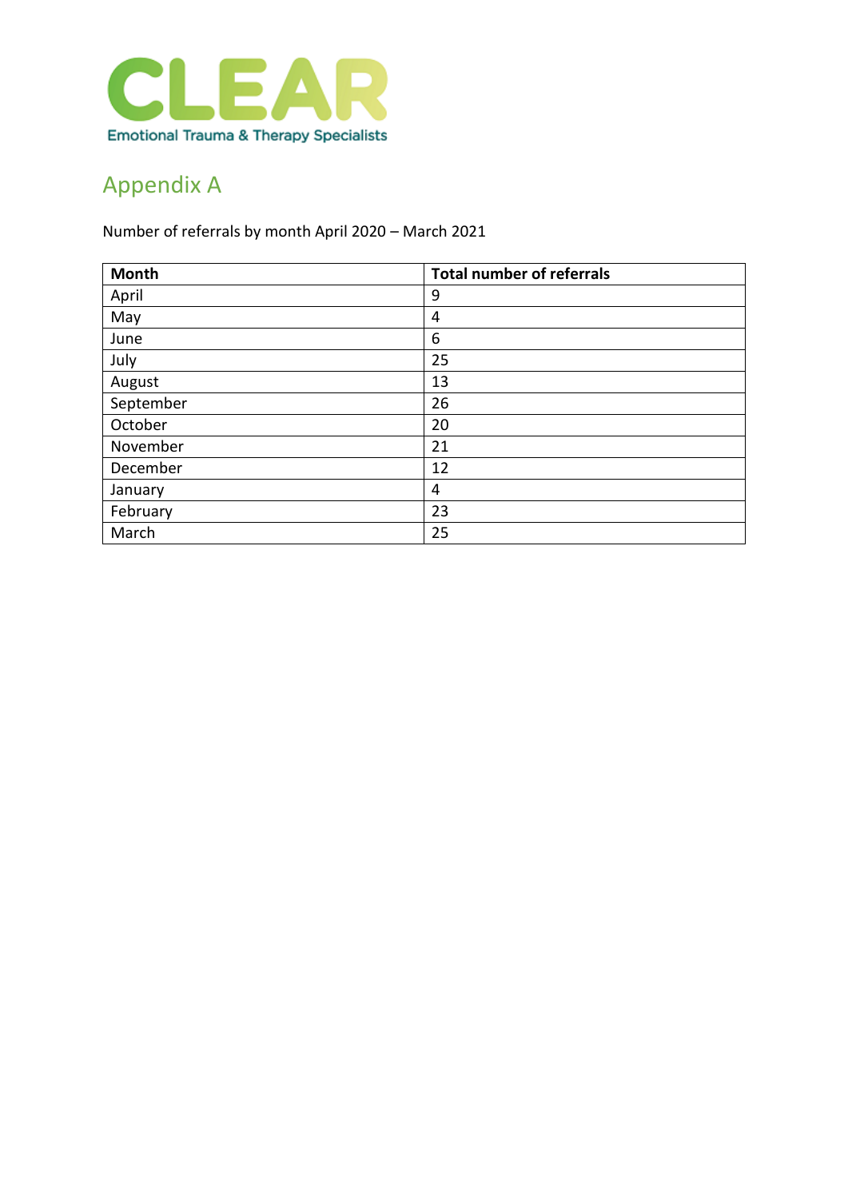CLEAR

Emotional Trauma & Therapy Specialists

## Appendix A

Number of referrals by month April 2020 – March 2021

| Month | Total number of referrals |
|---|---|
| April | 9 |
| May | 4 |
| June | 6 |
| July | 25 |
| August | 13 |
| September | 26 |
| October | 20 |
| November | 21 |
| December | 12 |
| January | 4 |
| February | 23 |
| March | 25 |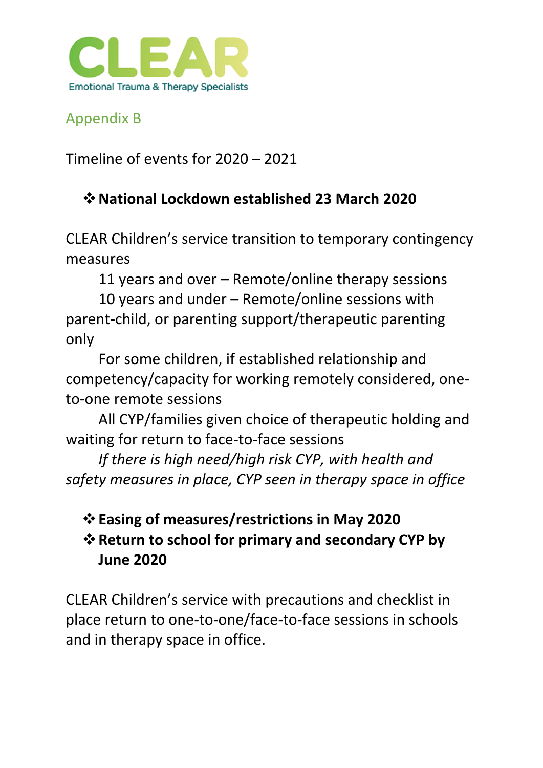CLEAR
Emotional Trauma & Therapy Specialists

## Appendix B

Timeline of events for 2020 – 2021

- **National Lockdown established 23 March 2020**

CLEAR Children's service transition to temporary contingency measures

11 years and over – Remote/online therapy sessions

10 years and under – Remote/online sessions with parent-child, or parenting support/therapeutic parenting only

For some children, if established relationship and competency/capacity for working remotely considered, one-to-one remote sessions

All CYP/families given choice of therapeutic holding and waiting for return to face-to-face sessions

*If there is high need/high risk CYP, with health and safety measures in place, CYP seen in therapy space in office*

- **Easing of measures/restrictions in May 2020**
- **Return to school for primary and secondary CYP by June 2020**

CLEAR Children's service with precautions and checklist in place return to one-to-one/face-to-face sessions in schools and in therapy space in office.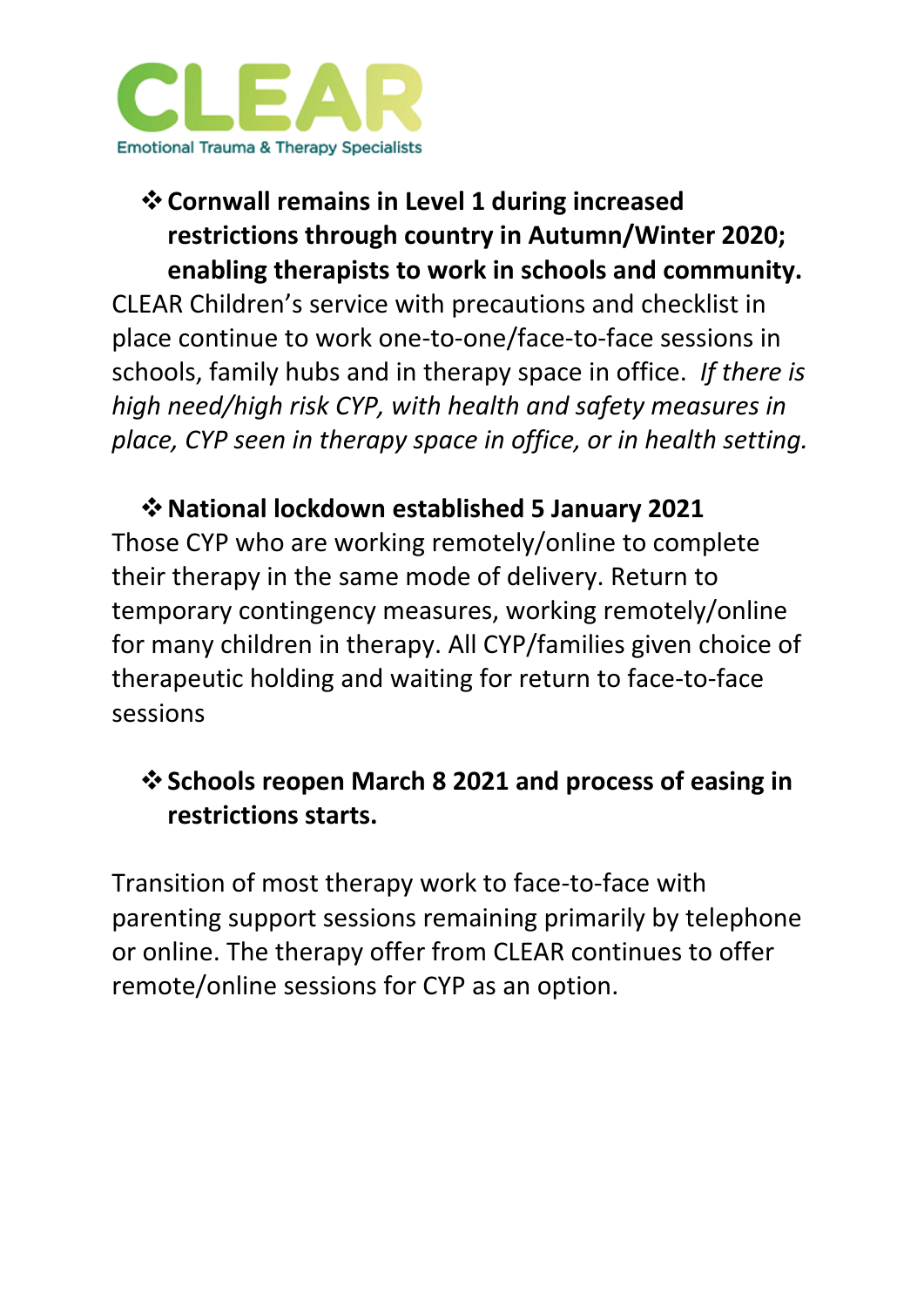CLEAR

Emotional Trauma & Therapy Specialists

- **Cornwall remains in Level 1 during increased restrictions through country in Autumn/Winter 2020; enabling therapists to work in schools and community.**

CLEAR Children's service with precautions and checklist in place continue to work one-to-one/face-to-face sessions in schools, family hubs and in therapy space in office. *If there is high need/high risk CYP, with health and safety measures in place, CYP seen in therapy space in office, or in health setting.*

- **National lockdown established 5 January 2021**

Those CYP who are working remotely/online to complete their therapy in the same mode of delivery. Return to temporary contingency measures, working remotely/online for many children in therapy. All CYP/families given choice of therapeutic holding and waiting for return to face-to-face sessions

- **Schools reopen March 8 2021 and process of easing in restrictions starts.**

Transition of most therapy work to face-to-face with parenting support sessions remaining primarily by telephone or online. The therapy offer from CLEAR continues to offer remote/online sessions for CYP as an option.